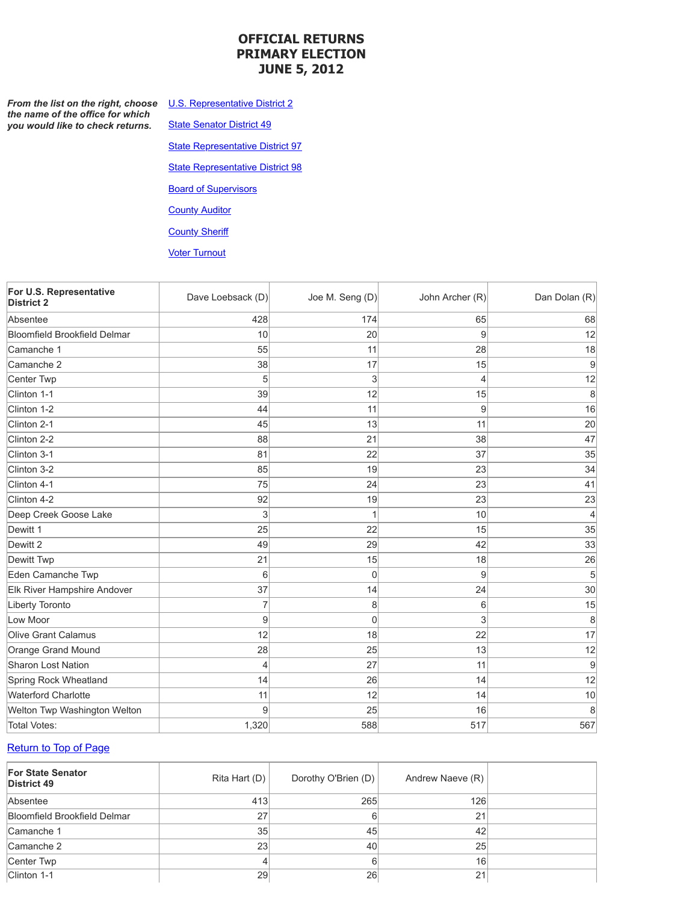# OFFICIAL RETURNS
# PRIMARY ELECTION
# JUNE 5, 2012

***From the list on the right, choose the name of the office for which you would like to check returns.***

- U.S. Representative District 2
- State Senator District 49
- State Representative District 97
- State Representative District 98
- Board of Supervisors
- County Auditor
- County Sheriff
- Voter Turnout

| For U.S. Representative District 2 | Dave Loebsack (D) | Joe M. Seng (D) | John Archer (R) | Dan Dolan (R) |
|---|---|---|---|---|
| Absentee | 428 | 174 | 65 | 68 |
| Bloomfield Brookfield Delmar | 10 | 20 | 9 | 12 |
| Camanche 1 | 55 | 11 | 28 | 18 |
| Camanche 2 | 38 | 17 | 15 | 9 |
| Center Twp | 5 | 3 | 4 | 12 |
| Clinton 1-1 | 39 | 12 | 15 | 8 |
| Clinton 1-2 | 44 | 11 | 9 | 16 |
| Clinton 2-1 | 45 | 13 | 11 | 20 |
| Clinton 2-2 | 88 | 21 | 38 | 47 |
| Clinton 3-1 | 81 | 22 | 37 | 35 |
| Clinton 3-2 | 85 | 19 | 23 | 34 |
| Clinton 4-1 | 75 | 24 | 23 | 41 |
| Clinton 4-2 | 92 | 19 | 23 | 23 |
| Deep Creek Goose Lake | 3 | 1 | 10 | 4 |
| Dewitt 1 | 25 | 22 | 15 | 35 |
| Dewitt 2 | 49 | 29 | 42 | 33 |
| Dewitt Twp | 21 | 15 | 18 | 26 |
| Eden Camanche Twp | 6 | 0 | 9 | 5 |
| Elk River Hampshire Andover | 37 | 14 | 24 | 30 |
| Liberty Toronto | 7 | 8 | 6 | 15 |
| Low Moor | 9 | 0 | 3 | 8 |
| Olive Grant Calamus | 12 | 18 | 22 | 17 |
| Orange Grand Mound | 28 | 25 | 13 | 12 |
| Sharon Lost Nation | 4 | 27 | 11 | 9 |
| Spring Rock Wheatland | 14 | 26 | 14 | 12 |
| Waterford Charlotte | 11 | 12 | 14 | 10 |
| Welton Twp Washington Welton | 9 | 25 | 16 | 8 |
| Total Votes: | 1,320 | 588 | 517 | 567 |

Return to Top of Page

| For State Senator District 49 | Rita Hart (D) | Dorothy O'Brien (D) | Andrew Naeve (R) | |
|---|---|---|---|---|
| Absentee | 413 | 265 | 126 | |
| Bloomfield Brookfield Delmar | 27 | 6 | 21 | |
| Camanche 1 | 35 | 45 | 42 | |
| Camanche 2 | 23 | 40 | 25 | |
| Center Twp | 4 | 6 | 16 | |
| Clinton 1-1 | 29 | 26 | 21 | |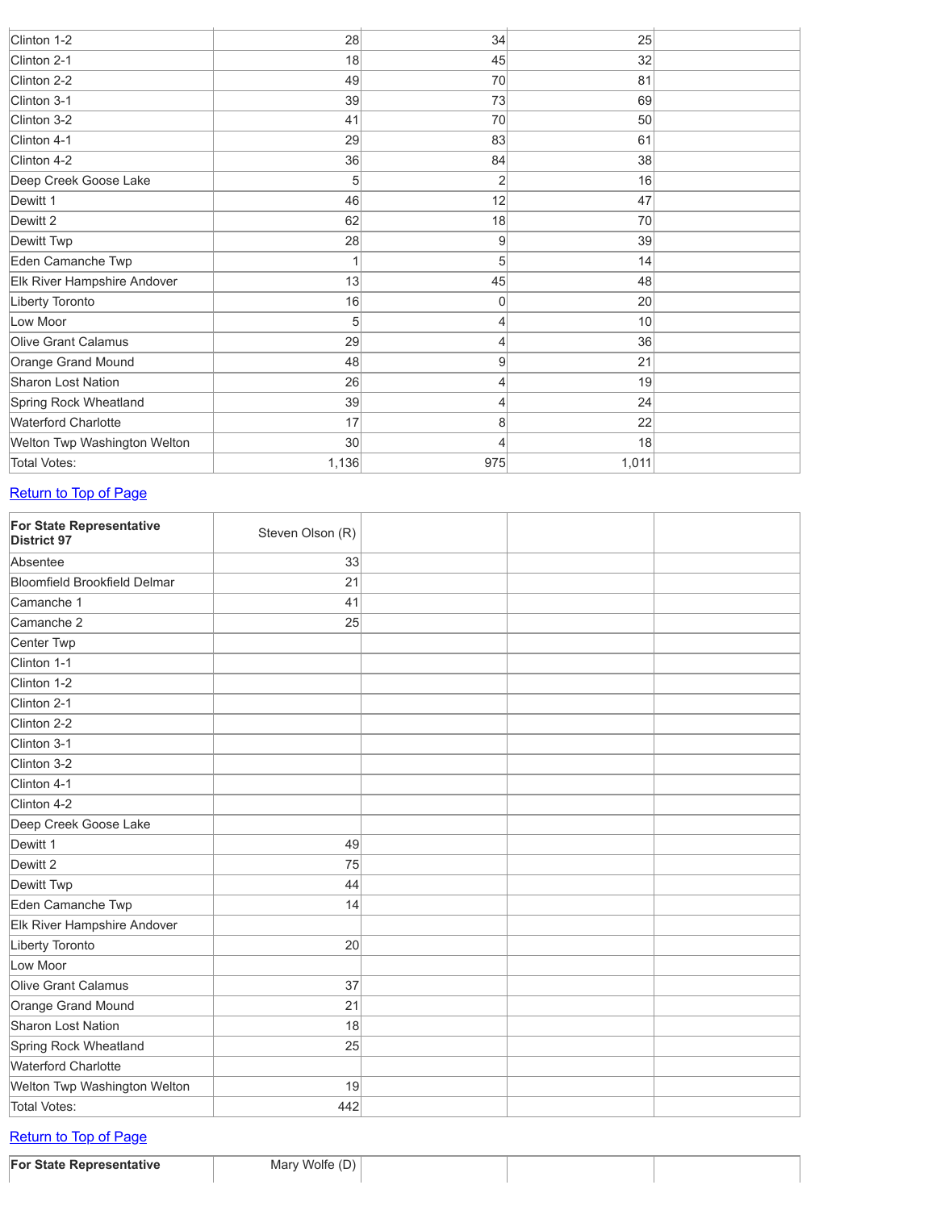| | | | | |
|---|---|---|---|---|
| Clinton 1-2 | 28 | 34 | 25 | |
| Clinton 2-1 | 18 | 45 | 32 | |
| Clinton 2-2 | 49 | 70 | 81 | |
| Clinton 3-1 | 39 | 73 | 69 | |
| Clinton 3-2 | 41 | 70 | 50 | |
| Clinton 4-1 | 29 | 83 | 61 | |
| Clinton 4-2 | 36 | 84 | 38 | |
| Deep Creek Goose Lake | 5 | 2 | 16 | |
| Dewitt 1 | 46 | 12 | 47 | |
| Dewitt 2 | 62 | 18 | 70 | |
| Dewitt Twp | 28 | 9 | 39 | |
| Eden Camanche Twp | 1 | 5 | 14 | |
| Elk River Hampshire Andover | 13 | 45 | 48 | |
| Liberty Toronto | 16 | 0 | 20 | |
| Low Moor | 5 | 4 | 10 | |
| Olive Grant Calamus | 29 | 4 | 36 | |
| Orange Grand Mound | 48 | 9 | 21 | |
| Sharon Lost Nation | 26 | 4 | 19 | |
| Spring Rock Wheatland | 39 | 4 | 24 | |
| Waterford Charlotte | 17 | 8 | 22 | |
| Welton Twp Washington Welton | 30 | 4 | 18 | |
| Total Votes: | 1,136 | 975 | 1,011 | |

Return to Top of Page

| **For State Representative District 97** | Steven Olson (R) | | | |
|---|---|---|---|---|
| Absentee | 33 | | | |
| Bloomfield Brookfield Delmar | 21 | | | |
| Camanche 1 | 41 | | | |
| Camanche 2 | 25 | | | |
| Center Twp | | | | |
| Clinton 1-1 | | | | |
| Clinton 1-2 | | | | |
| Clinton 2-1 | | | | |
| Clinton 2-2 | | | | |
| Clinton 3-1 | | | | |
| Clinton 3-2 | | | | |
| Clinton 4-1 | | | | |
| Clinton 4-2 | | | | |
| Deep Creek Goose Lake | | | | |
| Dewitt 1 | 49 | | | |
| Dewitt 2 | 75 | | | |
| Dewitt Twp | 44 | | | |
| Eden Camanche Twp | 14 | | | |
| Elk River Hampshire Andover | | | | |
| Liberty Toronto | 20 | | | |
| Low Moor | | | | |
| Olive Grant Calamus | 37 | | | |
| Orange Grand Mound | 21 | | | |
| Sharon Lost Nation | 18 | | | |
| Spring Rock Wheatland | 25 | | | |
| Waterford Charlotte | | | | |
| Welton Twp Washington Welton | 19 | | | |
| Total Votes: | 442 | | | |

Return to Top of Page

| **For State Representative** | Mary Wolfe (D) | | | |
|---|---|---|---|---|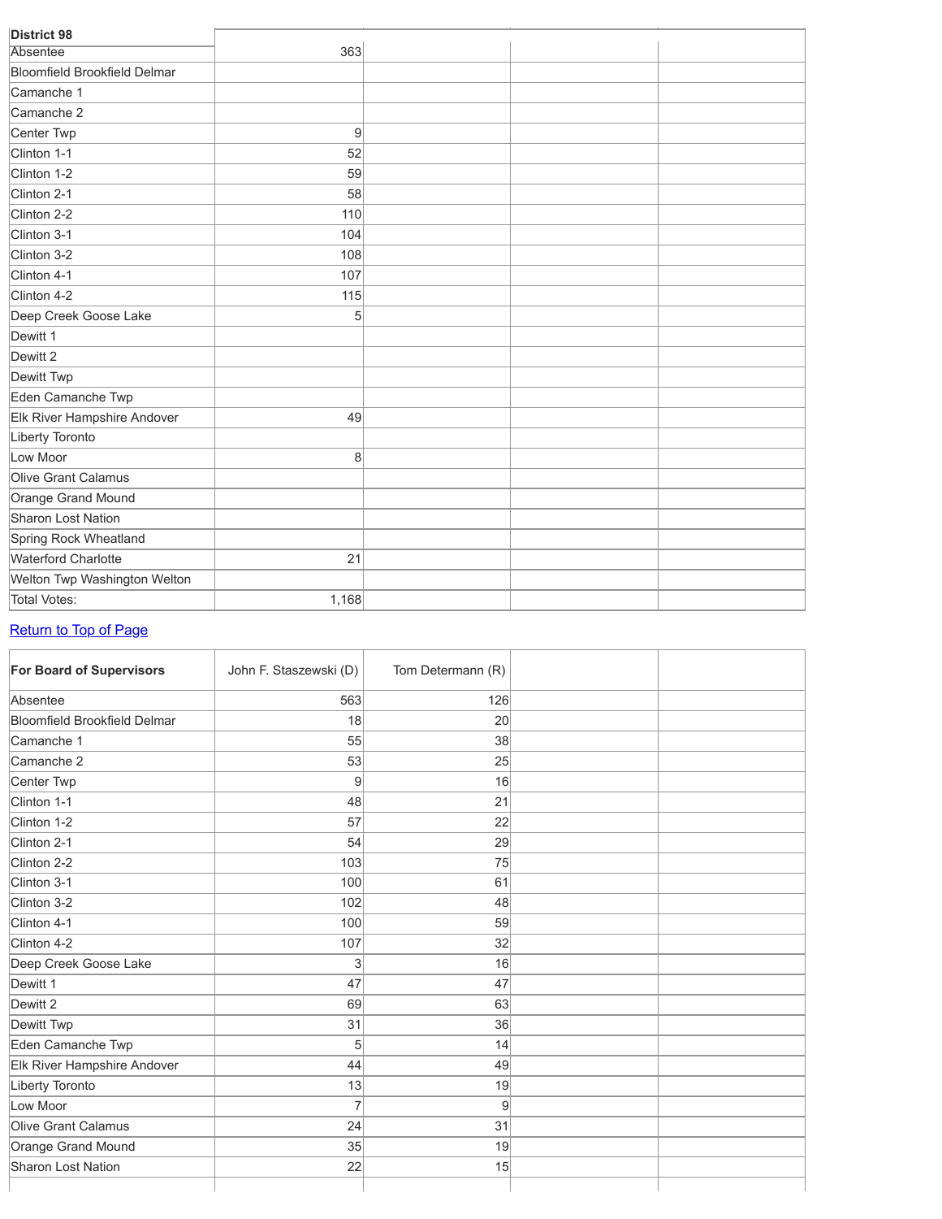| District 98 | | | | |
|---|---|---|---|---|
| Absentee | 363 | | | |
| Bloomfield Brookfield Delmar | | | | |
| Camanche 1 | | | | |
| Camanche 2 | | | | |
| Center Twp | 9 | | | |
| Clinton 1-1 | 52 | | | |
| Clinton 1-2 | 59 | | | |
| Clinton 2-1 | 58 | | | |
| Clinton 2-2 | 110 | | | |
| Clinton 3-1 | 104 | | | |
| Clinton 3-2 | 108 | | | |
| Clinton 4-1 | 107 | | | |
| Clinton 4-2 | 115 | | | |
| Deep Creek Goose Lake | 5 | | | |
| Dewitt 1 | | | | |
| Dewitt 2 | | | | |
| Dewitt Twp | | | | |
| Eden Camanche Twp | | | | |
| Elk River Hampshire Andover | 49 | | | |
| Liberty Toronto | | | | |
| Low Moor | 8 | | | |
| Olive Grant Calamus | | | | |
| Orange Grand Mound | | | | |
| Sharon Lost Nation | | | | |
| Spring Rock Wheatland | | | | |
| Waterford Charlotte | 21 | | | |
| Welton Twp Washington Welton | | | | |
| Total Votes: | 1,168 | | | |

Return to Top of Page

| For Board of Supervisors | John F. Staszewski (D) | Tom Determann (R) | | |
|---|---|---|---|---|
| Absentee | 563 | 126 | | |
| Bloomfield Brookfield Delmar | 18 | 20 | | |
| Camanche 1 | 55 | 38 | | |
| Camanche 2 | 53 | 25 | | |
| Center Twp | 9 | 16 | | |
| Clinton 1-1 | 48 | 21 | | |
| Clinton 1-2 | 57 | 22 | | |
| Clinton 2-1 | 54 | 29 | | |
| Clinton 2-2 | 103 | 75 | | |
| Clinton 3-1 | 100 | 61 | | |
| Clinton 3-2 | 102 | 48 | | |
| Clinton 4-1 | 100 | 59 | | |
| Clinton 4-2 | 107 | 32 | | |
| Deep Creek Goose Lake | 3 | 16 | | |
| Dewitt 1 | 47 | 47 | | |
| Dewitt 2 | 69 | 63 | | |
| Dewitt Twp | 31 | 36 | | |
| Eden Camanche Twp | 5 | 14 | | |
| Elk River Hampshire Andover | 44 | 49 | | |
| Liberty Toronto | 13 | 19 | | |
| Low Moor | 7 | 9 | | |
| Olive Grant Calamus | 24 | 31 | | |
| Orange Grand Mound | 35 | 19 | | |
| Sharon Lost Nation | 22 | 15 | | |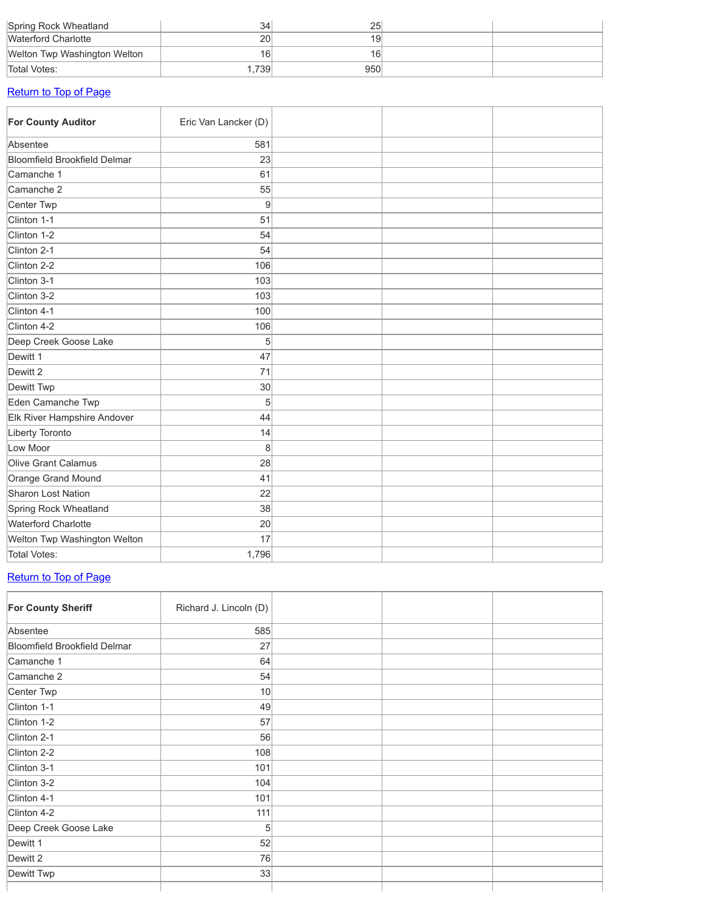| Spring Rock Wheatland | 34 | 25 | | |
|---|---|---|---|---|
| Waterford Charlotte | 20 | 19 | | |
| Welton Twp Washington Welton | 16 | 16 | | |
| Total Votes: | 1,739 | 950 | | |

Return to Top of Page

| **For County Auditor** | Eric Van Lancker (D) | | | |
|---|---|---|---|---|
| Absentee | 581 | | | |
| Bloomfield Brookfield Delmar | 23 | | | |
| Camanche 1 | 61 | | | |
| Camanche 2 | 55 | | | |
| Center Twp | 9 | | | |
| Clinton 1-1 | 51 | | | |
| Clinton 1-2 | 54 | | | |
| Clinton 2-1 | 54 | | | |
| Clinton 2-2 | 106 | | | |
| Clinton 3-1 | 103 | | | |
| Clinton 3-2 | 103 | | | |
| Clinton 4-1 | 100 | | | |
| Clinton 4-2 | 106 | | | |
| Deep Creek Goose Lake | 5 | | | |
| Dewitt 1 | 47 | | | |
| Dewitt 2 | 71 | | | |
| Dewitt Twp | 30 | | | |
| Eden Camanche Twp | 5 | | | |
| Elk River Hampshire Andover | 44 | | | |
| Liberty Toronto | 14 | | | |
| Low Moor | 8 | | | |
| Olive Grant Calamus | 28 | | | |
| Orange Grand Mound | 41 | | | |
| Sharon Lost Nation | 22 | | | |
| Spring Rock Wheatland | 38 | | | |
| Waterford Charlotte | 20 | | | |
| Welton Twp Washington Welton | 17 | | | |
| Total Votes: | 1,796 | | | |

Return to Top of Page

| **For County Sheriff** | Richard J. Lincoln (D) | | | |
|---|---|---|---|---|
| Absentee | 585 | | | |
| Bloomfield Brookfield Delmar | 27 | | | |
| Camanche 1 | 64 | | | |
| Camanche 2 | 54 | | | |
| Center Twp | 10 | | | |
| Clinton 1-1 | 49 | | | |
| Clinton 1-2 | 57 | | | |
| Clinton 2-1 | 56 | | | |
| Clinton 2-2 | 108 | | | |
| Clinton 3-1 | 101 | | | |
| Clinton 3-2 | 104 | | | |
| Clinton 4-1 | 101 | | | |
| Clinton 4-2 | 111 | | | |
| Deep Creek Goose Lake | 5 | | | |
| Dewitt 1 | 52 | | | |
| Dewitt 2 | 76 | | | |
| Dewitt Twp | 33 | | | |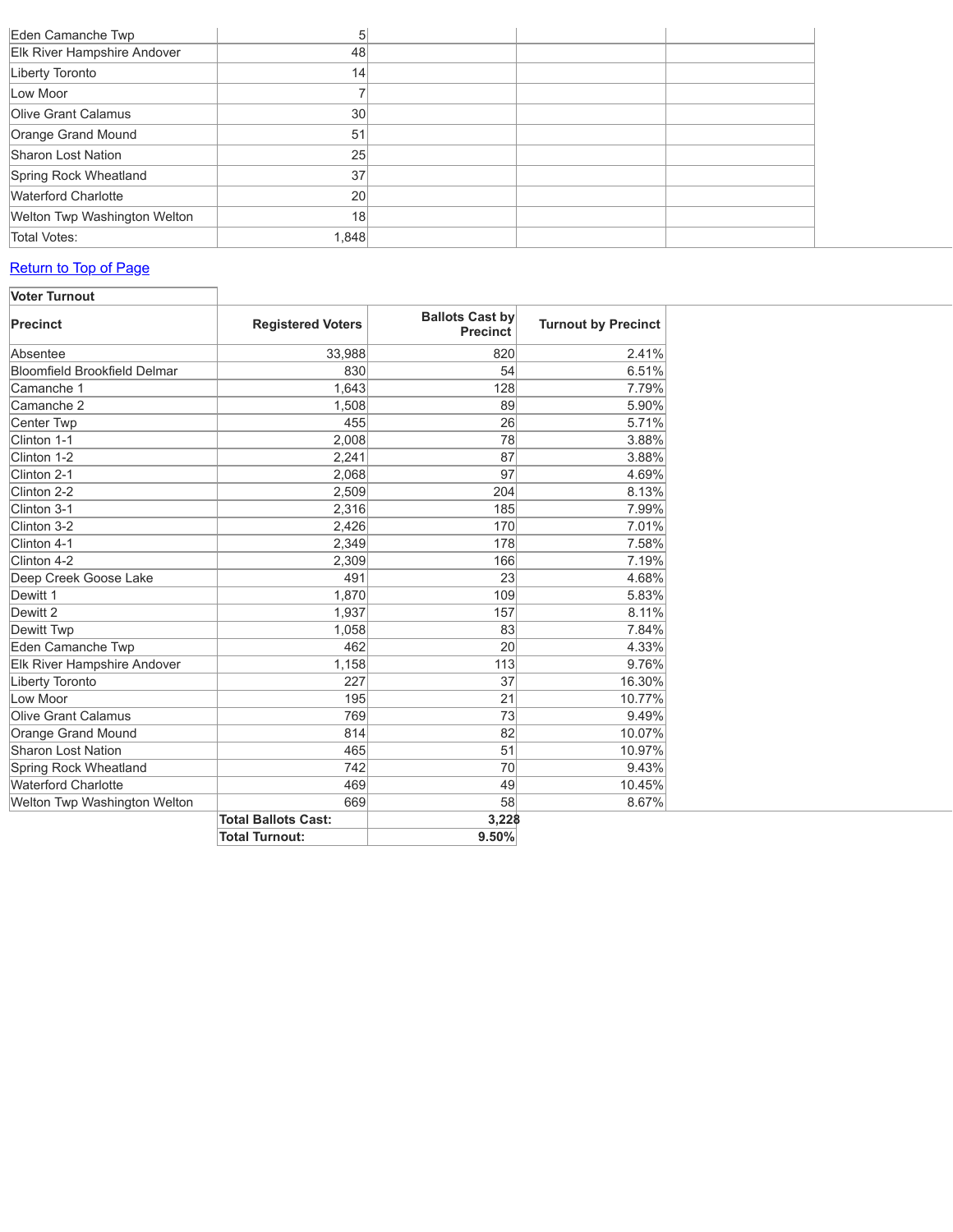| | | | | |
|---|---|---|---|---|
| Eden Camanche Twp | 5 | | | |
| Elk River Hampshire Andover | 48 | | | |
| Liberty Toronto | 14 | | | |
| Low Moor | 7 | | | |
| Olive Grant Calamus | 30 | | | |
| Orange Grand Mound | 51 | | | |
| Sharon Lost Nation | 25 | | | |
| Spring Rock Wheatland | 37 | | | |
| Waterford Charlotte | 20 | | | |
| Welton Twp Washington Welton | 18 | | | |
| Total Votes: | 1,848 | | | |

Return to Top of Page

**Voter Turnout**

| Precinct | Registered Voters | Ballots Cast by Precinct | Turnout by Precinct |
|---|---|---|---|
| Absentee | 33,988 | 820 | 2.41% |
| Bloomfield Brookfield Delmar | 830 | 54 | 6.51% |
| Camanche 1 | 1,643 | 128 | 7.79% |
| Camanche 2 | 1,508 | 89 | 5.90% |
| Center Twp | 455 | 26 | 5.71% |
| Clinton 1-1 | 2,008 | 78 | 3.88% |
| Clinton 1-2 | 2,241 | 87 | 3.88% |
| Clinton 2-1 | 2,068 | 97 | 4.69% |
| Clinton 2-2 | 2,509 | 204 | 8.13% |
| Clinton 3-1 | 2,316 | 185 | 7.99% |
| Clinton 3-2 | 2,426 | 170 | 7.01% |
| Clinton 4-1 | 2,349 | 178 | 7.58% |
| Clinton 4-2 | 2,309 | 166 | 7.19% |
| Deep Creek Goose Lake | 491 | 23 | 4.68% |
| Dewitt 1 | 1,870 | 109 | 5.83% |
| Dewitt 2 | 1,937 | 157 | 8.11% |
| Dewitt Twp | 1,058 | 83 | 7.84% |
| Eden Camanche Twp | 462 | 20 | 4.33% |
| Elk River Hampshire Andover | 1,158 | 113 | 9.76% |
| Liberty Toronto | 227 | 37 | 16.30% |
| Low Moor | 195 | 21 | 10.77% |
| Olive Grant Calamus | 769 | 73 | 9.49% |
| Orange Grand Mound | 814 | 82 | 10.07% |
| Sharon Lost Nation | 465 | 51 | 10.97% |
| Spring Rock Wheatland | 742 | 70 | 9.43% |
| Waterford Charlotte | 469 | 49 | 10.45% |
| Welton Twp Washington Welton | 669 | 58 | 8.67% |
| | **Total Ballots Cast:** | **3,228** | |
| | **Total Turnout:** | **9.50%** | |